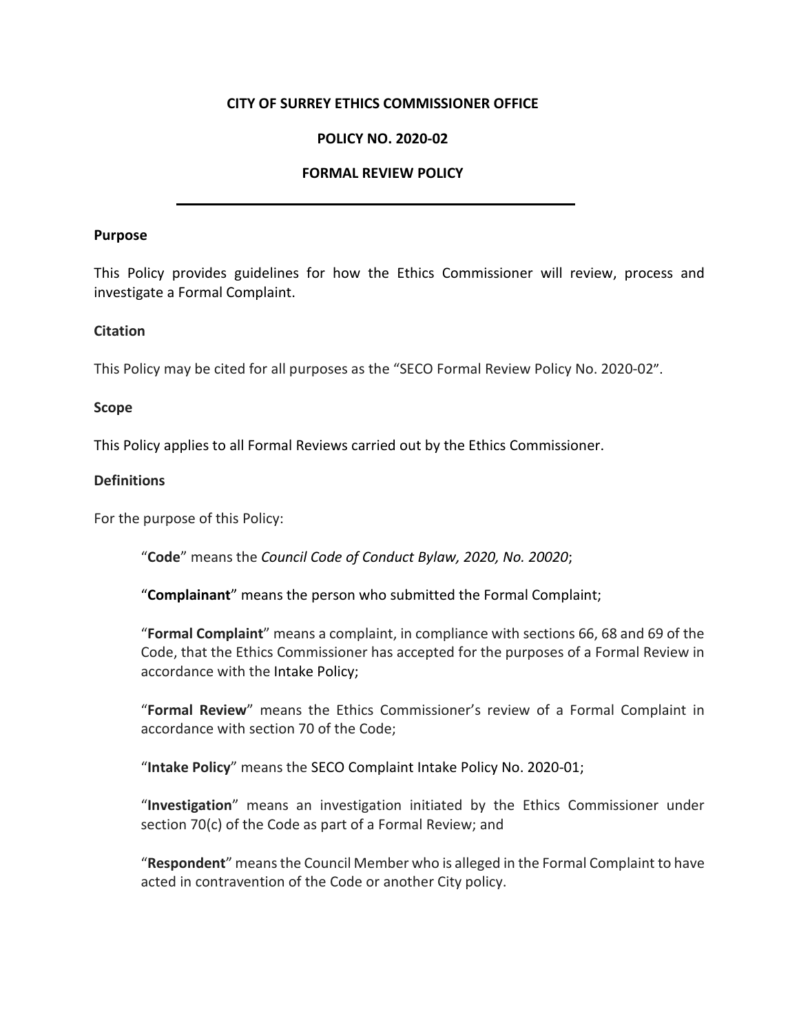**CITY OF SURREY ETHICS COMMISSIONER OFFICE**

**POLICY NO. 2020-02**

**FORMAL REVIEW POLICY**

---

**Purpose**

This Policy provides guidelines for how the Ethics Commissioner will review, process and investigate a Formal Complaint.

**Citation**

This Policy may be cited for all purposes as the "SECO Formal Review Policy No. 2020-02".

**Scope**

This Policy applies to all Formal Reviews carried out by the Ethics Commissioner.

**Definitions**

For the purpose of this Policy:

"**Code**" means the *Council Code of Conduct Bylaw, 2020, No. 20020*;

"**Complainant**" means the person who submitted the Formal Complaint;

"**Formal Complaint**" means a complaint, in compliance with sections 66, 68 and 69 of the Code, that the Ethics Commissioner has accepted for the purposes of a Formal Review in accordance with the Intake Policy;

"**Formal Review**" means the Ethics Commissioner's review of a Formal Complaint in accordance with section 70 of the Code;

"**Intake Policy**" means the SECO Complaint Intake Policy No. 2020-01;

"**Investigation**" means an investigation initiated by the Ethics Commissioner under section 70(c) of the Code as part of a Formal Review; and

"**Respondent**" means the Council Member who is alleged in the Formal Complaint to have acted in contravention of the Code or another City policy.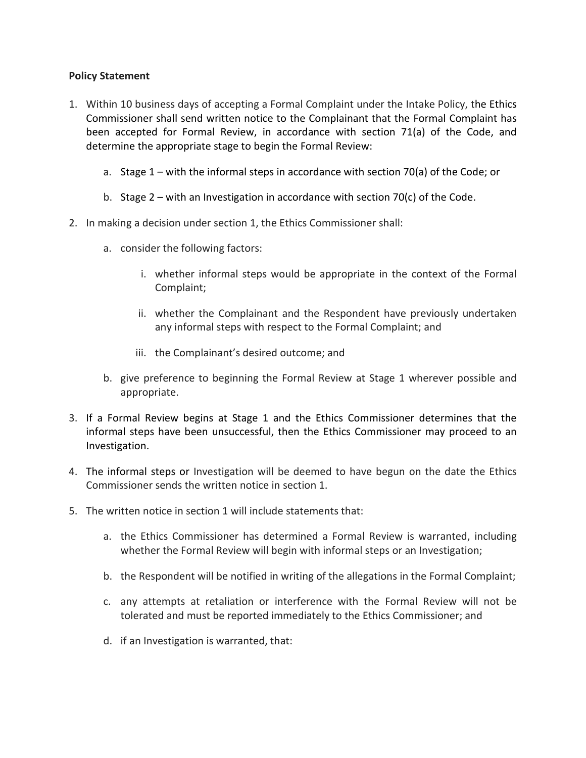**Policy Statement**

1. Within 10 business days of accepting a Formal Complaint under the Intake Policy, the Ethics Commissioner shall send written notice to the Complainant that the Formal Complaint has been accepted for Formal Review, in accordance with section 71(a) of the Code, and determine the appropriate stage to begin the Formal Review:

    a. Stage 1 – with the informal steps in accordance with section 70(a) of the Code; or

    b. Stage 2 – with an Investigation in accordance with section 70(c) of the Code.

2. In making a decision under section 1, the Ethics Commissioner shall:

    a. consider the following factors:

        i. whether informal steps would be appropriate in the context of the Formal Complaint;

        ii. whether the Complainant and the Respondent have previously undertaken any informal steps with respect to the Formal Complaint; and

        iii. the Complainant's desired outcome; and

    b. give preference to beginning the Formal Review at Stage 1 wherever possible and appropriate.

3. If a Formal Review begins at Stage 1 and the Ethics Commissioner determines that the informal steps have been unsuccessful, then the Ethics Commissioner may proceed to an Investigation.

4. The informal steps or Investigation will be deemed to have begun on the date the Ethics Commissioner sends the written notice in section 1.

5. The written notice in section 1 will include statements that:

    a. the Ethics Commissioner has determined a Formal Review is warranted, including whether the Formal Review will begin with informal steps or an Investigation;

    b. the Respondent will be notified in writing of the allegations in the Formal Complaint;

    c. any attempts at retaliation or interference with the Formal Review will not be tolerated and must be reported immediately to the Ethics Commissioner; and

    d. if an Investigation is warranted, that: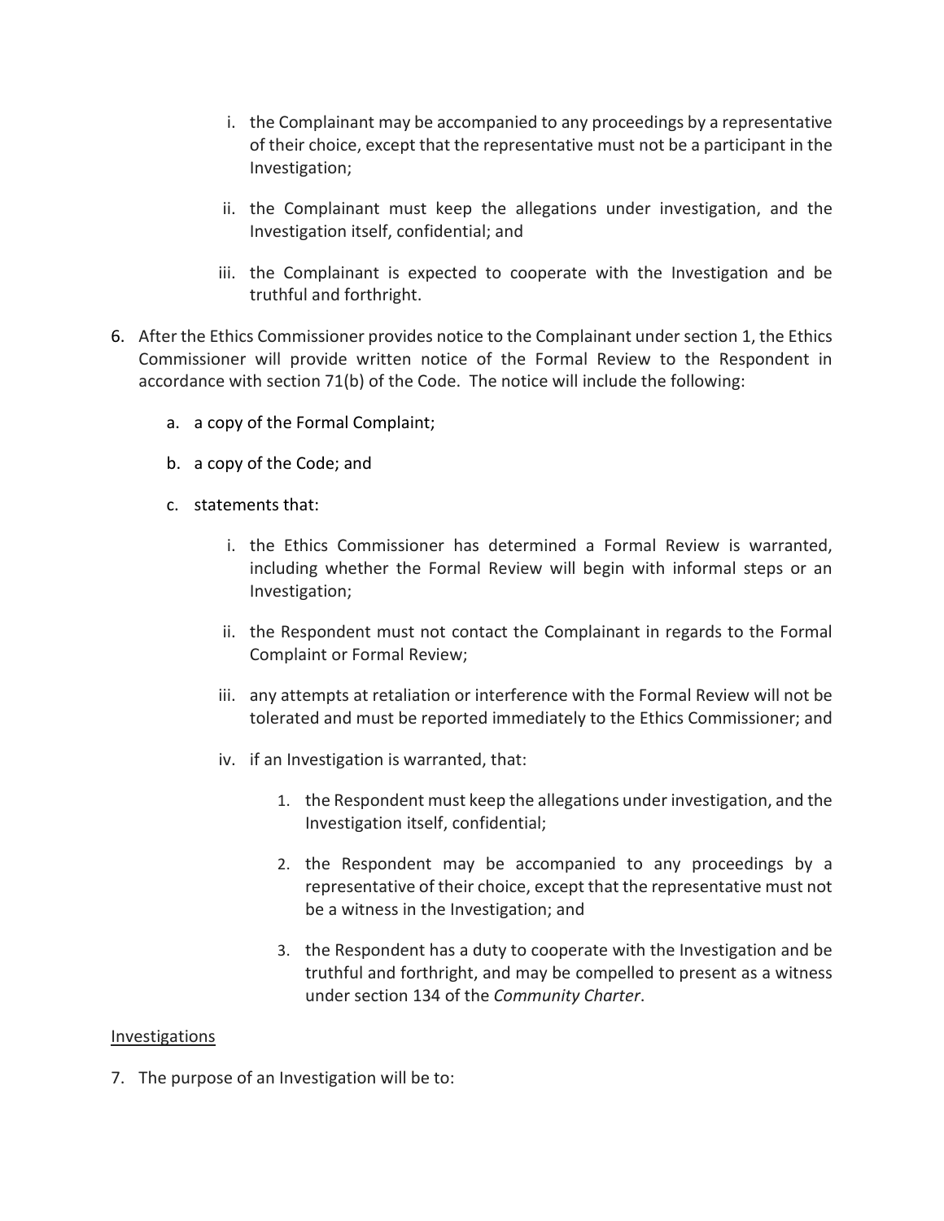i. the Complainant may be accompanied to any proceedings by a representative of their choice, except that the representative must not be a participant in the Investigation;

    ii. the Complainant must keep the allegations under investigation, and the Investigation itself, confidential; and

    iii. the Complainant is expected to cooperate with the Investigation and be truthful and forthright.

6. After the Ethics Commissioner provides notice to the Complainant under section 1, the Ethics Commissioner will provide written notice of the Formal Review to the Respondent in accordance with section 71(b) of the Code. The notice will include the following:

    a. a copy of the Formal Complaint;

    b. a copy of the Code; and

    c. statements that:

        i. the Ethics Commissioner has determined a Formal Review is warranted, including whether the Formal Review will begin with informal steps or an Investigation;

        ii. the Respondent must not contact the Complainant in regards to the Formal Complaint or Formal Review;

        iii. any attempts at retaliation or interference with the Formal Review will not be tolerated and must be reported immediately to the Ethics Commissioner; and

        iv. if an Investigation is warranted, that:

            1. the Respondent must keep the allegations under investigation, and the Investigation itself, confidential;

            2. the Respondent may be accompanied to any proceedings by a representative of their choice, except that the representative must not be a witness in the Investigation; and

            3. the Respondent has a duty to cooperate with the Investigation and be truthful and forthright, and may be compelled to present as a witness under section 134 of the *Community Charter*.

<u>Investigations</u>

7. The purpose of an Investigation will be to: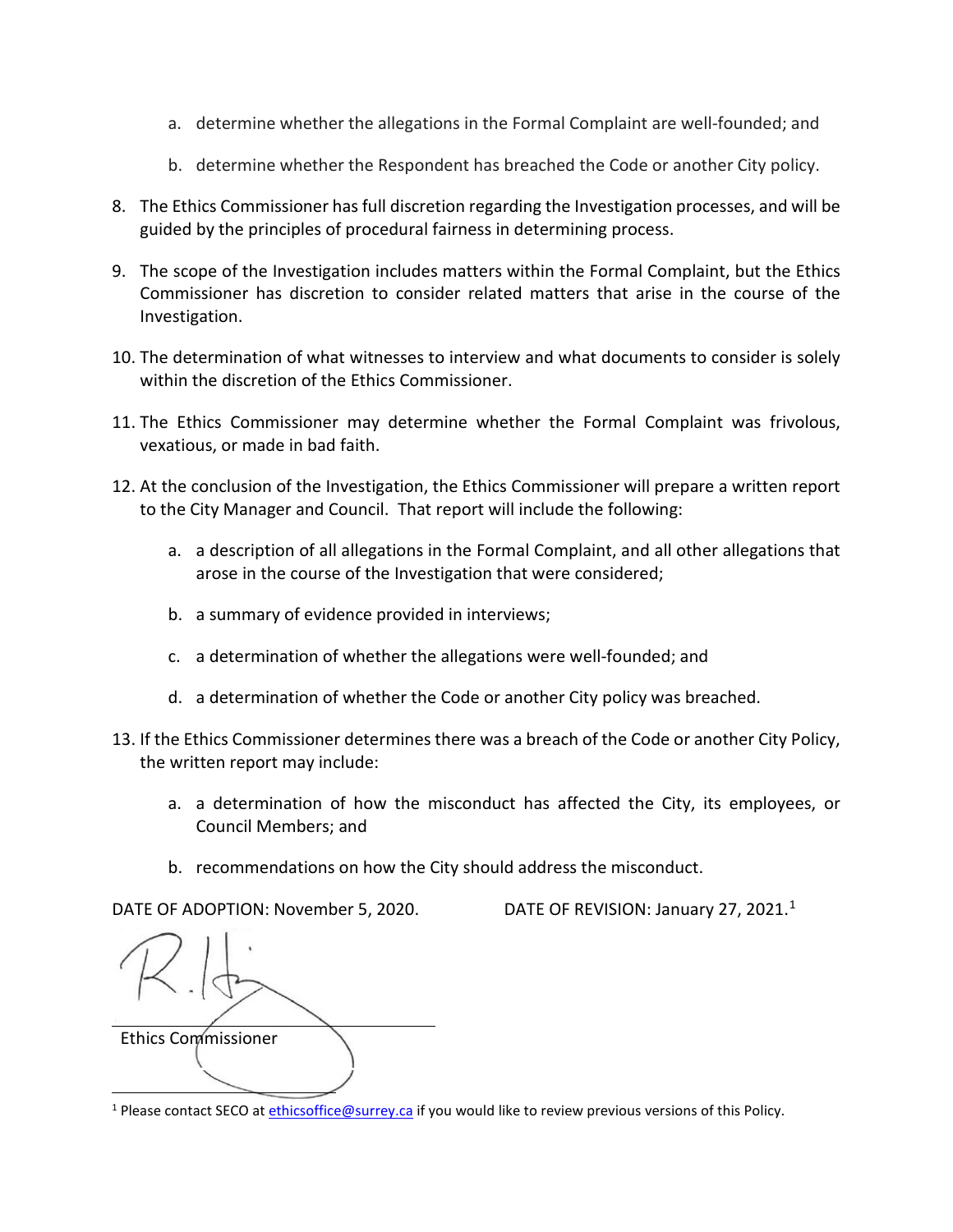a. determine whether the allegations in the Formal Complaint are well-founded; and

  b. determine whether the Respondent has breached the Code or another City policy.

8. The Ethics Commissioner has full discretion regarding the Investigation processes, and will be guided by the principles of procedural fairness in determining process.

9. The scope of the Investigation includes matters within the Formal Complaint, but the Ethics Commissioner has discretion to consider related matters that arise in the course of the Investigation.

10. The determination of what witnesses to interview and what documents to consider is solely within the discretion of the Ethics Commissioner.

11. The Ethics Commissioner may determine whether the Formal Complaint was frivolous, vexatious, or made in bad faith.

12. At the conclusion of the Investigation, the Ethics Commissioner will prepare a written report to the City Manager and Council. That report will include the following:

    a. a description of all allegations in the Formal Complaint, and all other allegations that arose in the course of the Investigation that were considered;

    b. a summary of evidence provided in interviews;

    c. a determination of whether the allegations were well-founded; and

    d. a determination of whether the Code or another City policy was breached.

13. If the Ethics Commissioner determines there was a breach of the Code or another City Policy, the written report may include:

    a. a determination of how the misconduct has affected the City, its employees, or Council Members; and

    b. recommendations on how the City should address the misconduct.

DATE OF ADOPTION: November 5, 2020. DATE OF REVISION: January 27, 2021.[1]

Ethics Commissioner

[1] Please contact SECO at ethicsoffice@surrey.ca if you would like to review previous versions of this Policy.